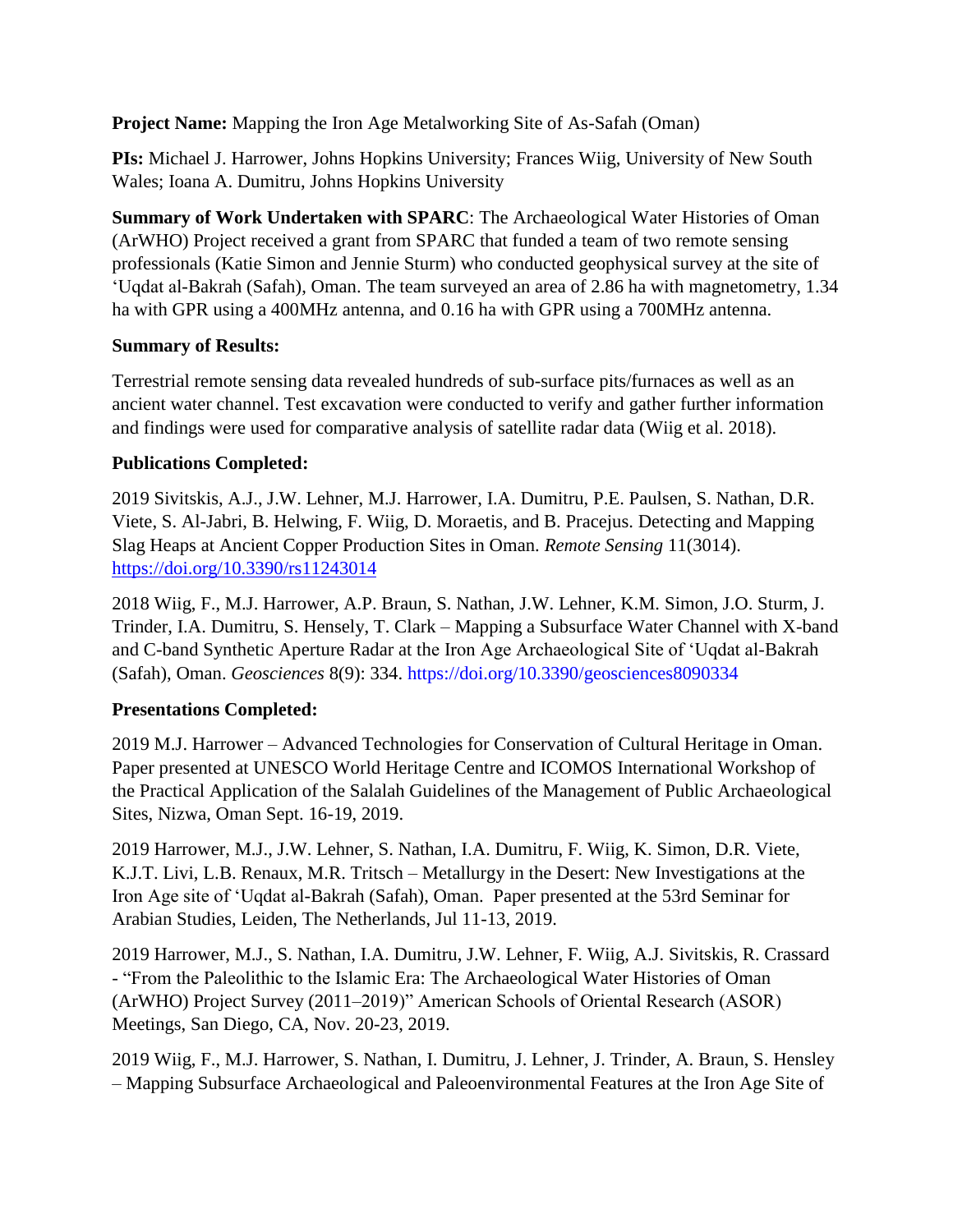**Project Name:** Mapping the Iron Age Metalworking Site of As-Safah (Oman)

**PIs:** Michael J. Harrower, Johns Hopkins University; Frances Wiig, University of New South Wales; Ioana A. Dumitru, Johns Hopkins University

**Summary of Work Undertaken with SPARC**: The Archaeological Water Histories of Oman (ArWHO) Project received a grant from SPARC that funded a team of two remote sensing professionals (Katie Simon and Jennie Sturm) who conducted geophysical survey at the site of 'Uqdat al-Bakrah (Safah), Oman. The team surveyed an area of 2.86 ha with magnetometry, 1.34 ha with GPR using a 400MHz antenna, and 0.16 ha with GPR using a 700MHz antenna.

**Summary of Results:**

Terrestrial remote sensing data revealed hundreds of sub-surface pits/furnaces as well as an ancient water channel. Test excavation were conducted to verify and gather further information and findings were used for comparative analysis of satellite radar data (Wiig et al. 2018).

**Publications Completed:**

2019 Sivitskis, A.J., J.W. Lehner, M.J. Harrower, I.A. Dumitru, P.E. Paulsen, S. Nathan, D.R. Viete, S. Al-Jabri, B. Helwing, F. Wiig, D. Moraetis, and B. Pracejus. Detecting and Mapping Slag Heaps at Ancient Copper Production Sites in Oman. *Remote Sensing* 11(3014). https://doi.org/10.3390/rs11243014

2018 Wiig, F., M.J. Harrower, A.P. Braun, S. Nathan, J.W. Lehner, K.M. Simon, J.O. Sturm, J. Trinder, I.A. Dumitru, S. Hensely, T. Clark – Mapping a Subsurface Water Channel with X-band and C-band Synthetic Aperture Radar at the Iron Age Archaeological Site of 'Uqdat al-Bakrah (Safah), Oman. *Geosciences* 8(9): 334. https://doi.org/10.3390/geosciences8090334

**Presentations Completed:**

2019 M.J. Harrower – Advanced Technologies for Conservation of Cultural Heritage in Oman. Paper presented at UNESCO World Heritage Centre and ICOMOS International Workshop of the Practical Application of the Salalah Guidelines of the Management of Public Archaeological Sites, Nizwa, Oman Sept. 16-19, 2019.

2019 Harrower, M.J., J.W. Lehner, S. Nathan, I.A. Dumitru, F. Wiig, K. Simon, D.R. Viete, K.J.T. Livi, L.B. Renaux, M.R. Tritsch – Metallurgy in the Desert: New Investigations at the Iron Age site of 'Uqdat al-Bakrah (Safah), Oman. Paper presented at the 53rd Seminar for Arabian Studies, Leiden, The Netherlands, Jul 11-13, 2019.

2019 Harrower, M.J., S. Nathan, I.A. Dumitru, J.W. Lehner, F. Wiig, A.J. Sivitskis, R. Crassard - "From the Paleolithic to the Islamic Era: The Archaeological Water Histories of Oman (ArWHO) Project Survey (2011–2019)" American Schools of Oriental Research (ASOR) Meetings, San Diego, CA, Nov. 20-23, 2019.

2019 Wiig, F., M.J. Harrower, S. Nathan, I. Dumitru, J. Lehner, J. Trinder, A. Braun, S. Hensley – Mapping Subsurface Archaeological and Paleoenvironmental Features at the Iron Age Site of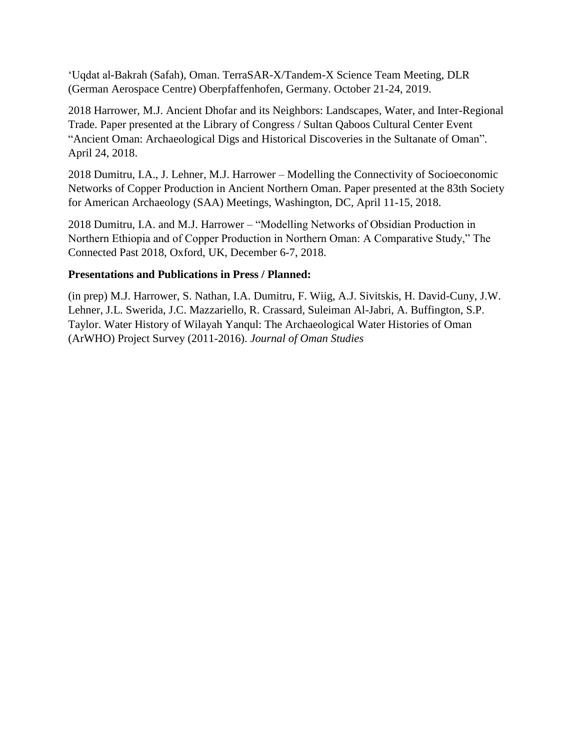'Uqdat al-Bakrah (Safah), Oman. TerraSAR-X/Tandem-X Science Team Meeting, DLR (German Aerospace Centre) Oberpfaffenhofen, Germany. October 21-24, 2019.

2018 Harrower, M.J. Ancient Dhofar and its Neighbors: Landscapes, Water, and Inter-Regional Trade. Paper presented at the Library of Congress / Sultan Qaboos Cultural Center Event "Ancient Oman: Archaeological Digs and Historical Discoveries in the Sultanate of Oman". April 24, 2018.

2018 Dumitru, I.A., J. Lehner, M.J. Harrower – Modelling the Connectivity of Socioeconomic Networks of Copper Production in Ancient Northern Oman. Paper presented at the 83th Society for American Archaeology (SAA) Meetings, Washington, DC, April 11-15, 2018.

2018 Dumitru, I.A. and M.J. Harrower – "Modelling Networks of Obsidian Production in Northern Ethiopia and of Copper Production in Northern Oman: A Comparative Study," The Connected Past 2018, Oxford, UK, December 6-7, 2018.

**Presentations and Publications in Press / Planned:**

(in prep) M.J. Harrower, S. Nathan, I.A. Dumitru, F. Wiig, A.J. Sivitskis, H. David-Cuny, J.W. Lehner, J.L. Swerida, J.C. Mazzariello, R. Crassard, Suleiman Al-Jabri, A. Buffington, S.P. Taylor. Water History of Wilayah Yanqul: The Archaeological Water Histories of Oman (ArWHO) Project Survey (2011-2016). *Journal of Oman Studies*